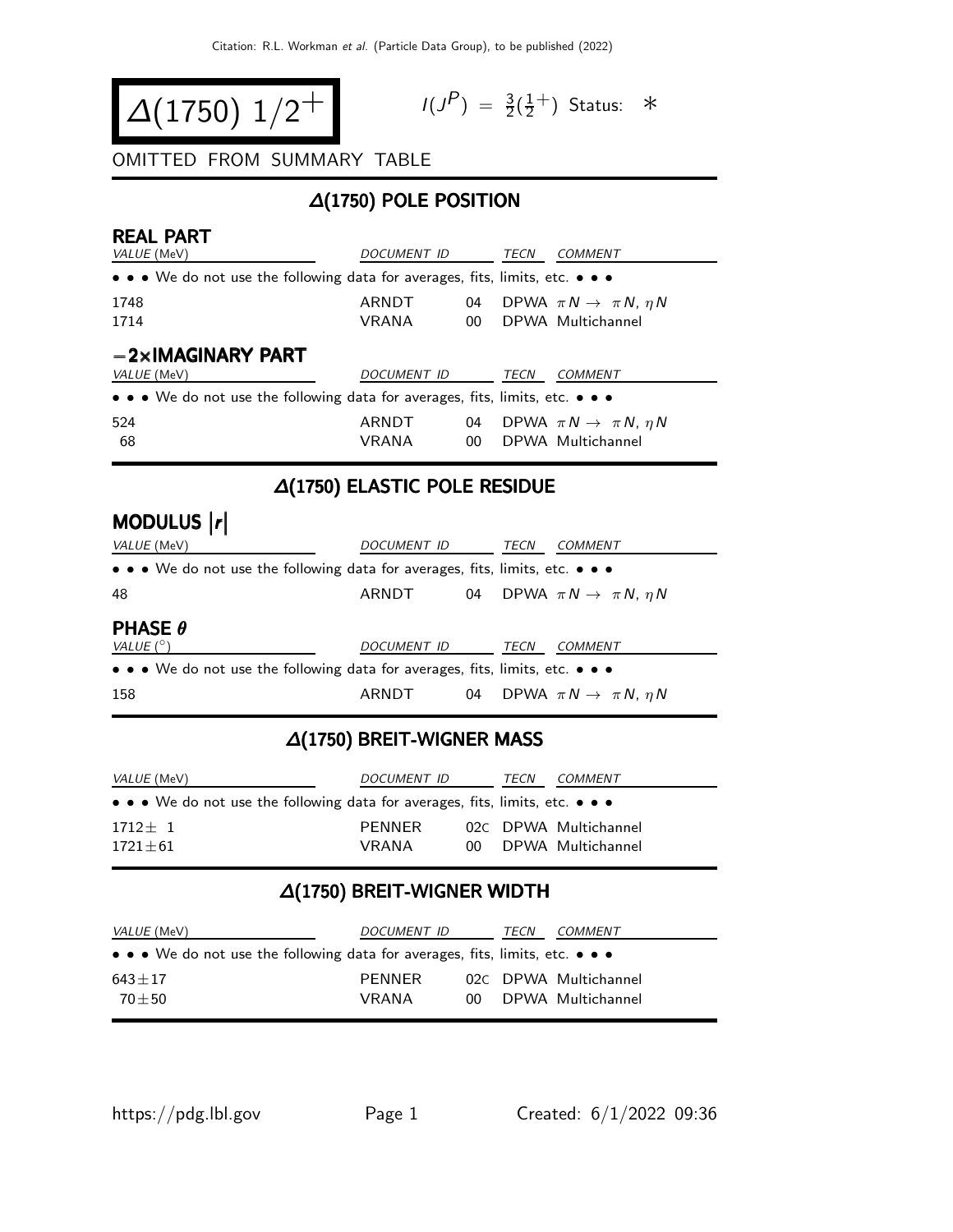# $\Delta(1750)\ 1/2^+$

$I(J^P) = \frac{3}{2}(\frac{1}{2}^+)$ Status: ∗

OMITTED FROM SUMMARY TABLE

## $\Delta(1750)$ POLE POSITION

### REAL PART

| VALUE (MeV) | DOCUMENT ID | | TECN | COMMENT |
|---|---|---|---|---|
| • • • We do not use the following data for averages, fits, limits, etc. • • • | | | | |
| 1748 | ARNDT | 04 | DPWA | $\pi N \to \pi N$, $\eta N$ |
| 1714 | VRANA | 00 | DPWA | Multichannel |

### −2×IMAGINARY PART

| VALUE (MeV) | DOCUMENT ID | | TECN | COMMENT |
|---|---|---|---|---|
| • • • We do not use the following data for averages, fits, limits, etc. • • • | | | | |
| 524 | ARNDT | 04 | DPWA | $\pi N \to \pi N$, $\eta N$ |
| 68 | VRANA | 00 | DPWA | Multichannel |

## $\Delta(1750)$ ELASTIC POLE RESIDUE

### MODULUS $|r|$

| VALUE (MeV) | DOCUMENT ID | | TECN | COMMENT |
|---|---|---|---|---|
| • • • We do not use the following data for averages, fits, limits, etc. • • • | | | | |
| 48 | ARNDT | 04 | DPWA | $\pi N \to \pi N$, $\eta N$ |

### PHASE $\theta$

| VALUE (°) | DOCUMENT ID | | TECN | COMMENT |
|---|---|---|---|---|
| • • • We do not use the following data for averages, fits, limits, etc. • • • | | | | |
| 158 | ARNDT | 04 | DPWA | $\pi N \to \pi N$, $\eta N$ |

## $\Delta(1750)$ BREIT-WIGNER MASS

| VALUE (MeV) | DOCUMENT ID | | TECN | COMMENT |
|---|---|---|---|---|
| • • • We do not use the following data for averages, fits, limits, etc. • • • | | | | |
| $1712 \pm 1$ | PENNER | 02C | DPWA | Multichannel |
| $1721 \pm 61$ | VRANA | 00 | DPWA | Multichannel |

## $\Delta(1750)$ BREIT-WIGNER WIDTH

| VALUE (MeV) | DOCUMENT ID | | TECN | COMMENT |
|---|---|---|---|---|
| • • • We do not use the following data for averages, fits, limits, etc. • • • | | | | |
| $643 \pm 17$ | PENNER | 02C | DPWA | Multichannel |
| $70 \pm 50$ | VRANA | 00 | DPWA | Multichannel |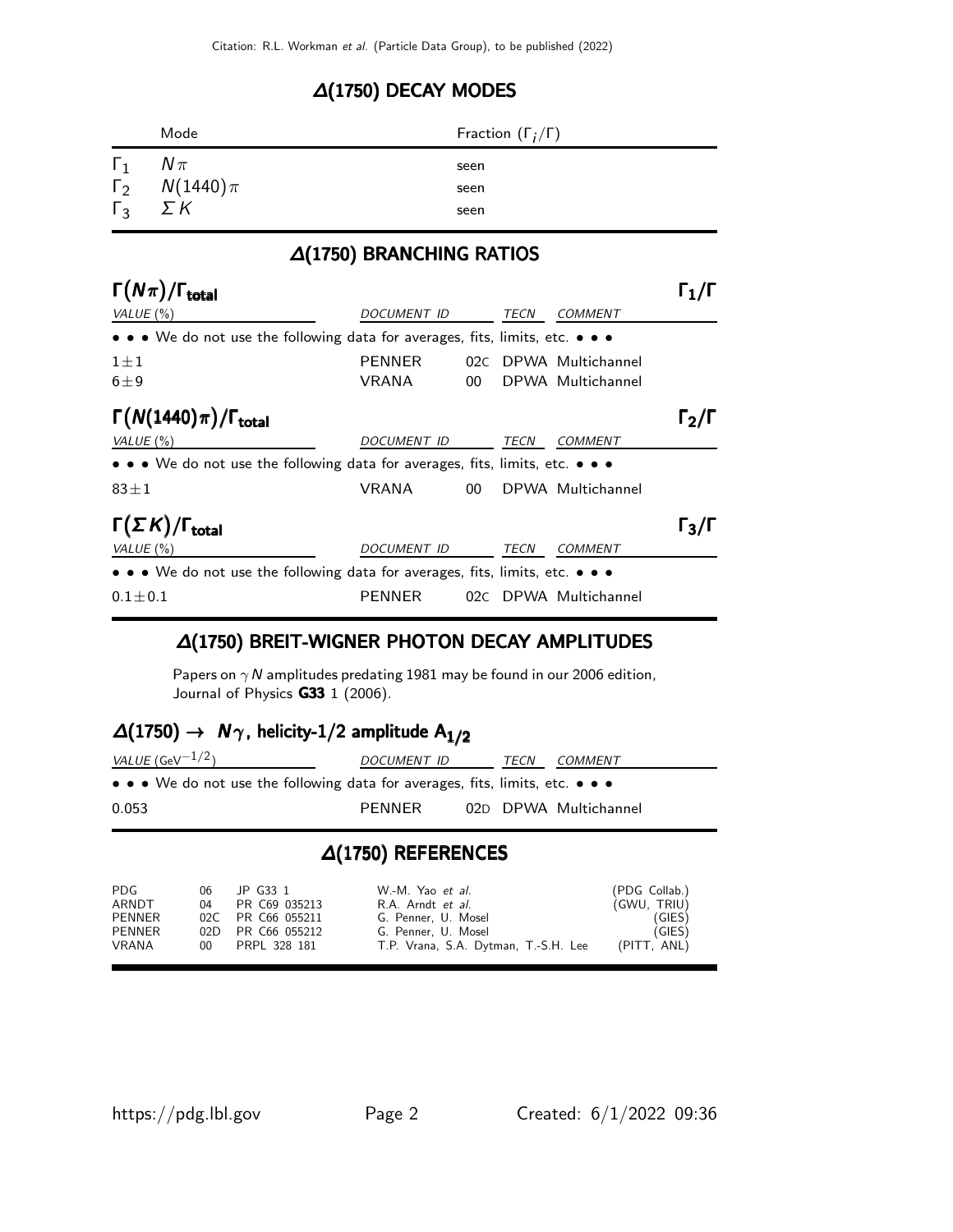## $\Delta(1750)$ DECAY MODES

| | Mode | Fraction ($\Gamma_i/\Gamma$) |
|---|---|---|
| $\Gamma_1$ | $N\pi$ | seen |
| $\Gamma_2$ | $N(1440)\pi$ | seen |
| $\Gamma_3$ | $\Sigma K$ | seen |

## $\Delta(1750)$ BRANCHING RATIOS

### $\Gamma(N\pi)/\Gamma_{\text{total}}$ — $\Gamma_1/\Gamma$

| VALUE (%) | DOCUMENT ID | | TECN | COMMENT |
|---|---|---|---|---|
| • • • We do not use the following data for averages, fits, limits, etc. • • • | | | | |
| $1\pm1$ | PENNER | 02C | DPWA | Multichannel |
| $6\pm9$ | VRANA | 00 | DPWA | Multichannel |

### $\Gamma(N(1440)\pi)/\Gamma_{\text{total}}$ — $\Gamma_2/\Gamma$

| VALUE (%) | DOCUMENT ID | | TECN | COMMENT |
|---|---|---|---|---|
| • • • We do not use the following data for averages, fits, limits, etc. • • • | | | | |
| $83\pm1$ | VRANA | 00 | DPWA | Multichannel |

### $\Gamma(\Sigma K)/\Gamma_{\text{total}}$ — $\Gamma_3/\Gamma$

| VALUE (%) | DOCUMENT ID | | TECN | COMMENT |
|---|---|---|---|---|
| • • • We do not use the following data for averages, fits, limits, etc. • • • | | | | |
| $0.1\pm0.1$ | PENNER | 02C | DPWA | Multichannel |

## $\Delta(1750)$ BREIT-WIGNER PHOTON DECAY AMPLITUDES

Papers on $\gamma N$ amplitudes predating 1981 may be found in our 2006 edition, Journal of Physics **G33** 1 (2006).

### $\Delta(1750) \rightarrow N\gamma$, helicity-1/2 amplitude $A_{1/2}$

| VALUE ($\text{GeV}^{-1/2}$) | DOCUMENT ID | | TECN | COMMENT |
|---|---|---|---|---|
| • • • We do not use the following data for averages, fits, limits, etc. • • • | | | | |
| 0.053 | PENNER | 02D | DPWA | Multichannel |

## $\Delta(1750)$ REFERENCES

| | | | | |
|---|---|---|---|---|
| PDG | 06 | JP G33 1 | W.-M. Yao *et al.* | (PDG Collab.) |
| ARNDT | 04 | PR C69 035213 | R.A. Arndt *et al.* | (GWU, TRIU) |
| PENNER | 02C | PR C66 055211 | G. Penner, U. Mosel | (GIES) |
| PENNER | 02D | PR C66 055212 | G. Penner, U. Mosel | (GIES) |
| VRANA | 00 | PRPL 328 181 | T.P. Vrana, S.A. Dytman, T.-S.H. Lee | (PITT, ANL) |